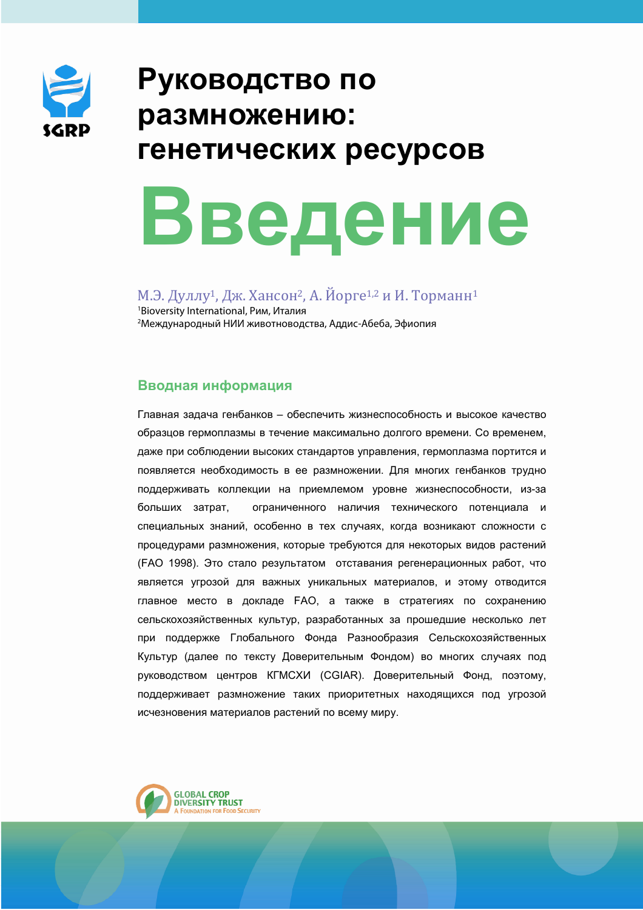# Руководство по размножению: генетических ресурсов

# Введение

М.Э. Дуллу[1], Дж. Хансон[2], А. Йорге[1,2] и И. Торманн[1]

[1]Bioversity International, Рим, Италия

[2]Международный НИИ животноводства, Аддис-Абеба, Эфиопия

## Вводная информация

Главная задача генбанков – обеспечить жизнеспособность и высокое качество образцов гермоплазмы в течение максимально долгого времени. Со временем, даже при соблюдении высоких стандартов управления, гермоплазма портится и появляется необходимость в ее размножении. Для многих генбанков трудно поддерживать коллекции на приемлемом уровне жизнеспособности, из-за больших затрат, ограниченного наличия технического потенциала и специальных знаний, особенно в тех случаях, когда возникают сложности с процедурами размножения, которые требуются для некоторых видов растений (FAO 1998). Это стало результатом отставания регенерационных работ, что является угрозой для важных уникальных материалов, и этому отводится главное место в докладе FAO, а также в стратегиях по сохранению сельскохозяйственных культур, разработанных за прошедшие несколько лет при поддержке Глобального Фонда Разнообразия Сельскохозяйственных Культур (далее по тексту Доверительным Фондом) во многих случаях под руководством центров КГМСХИ (CGIAR). Доверительный Фонд, поэтому, поддерживает размножение таких приоритетных находящихся под угрозой исчезновения материалов растений по всему миру.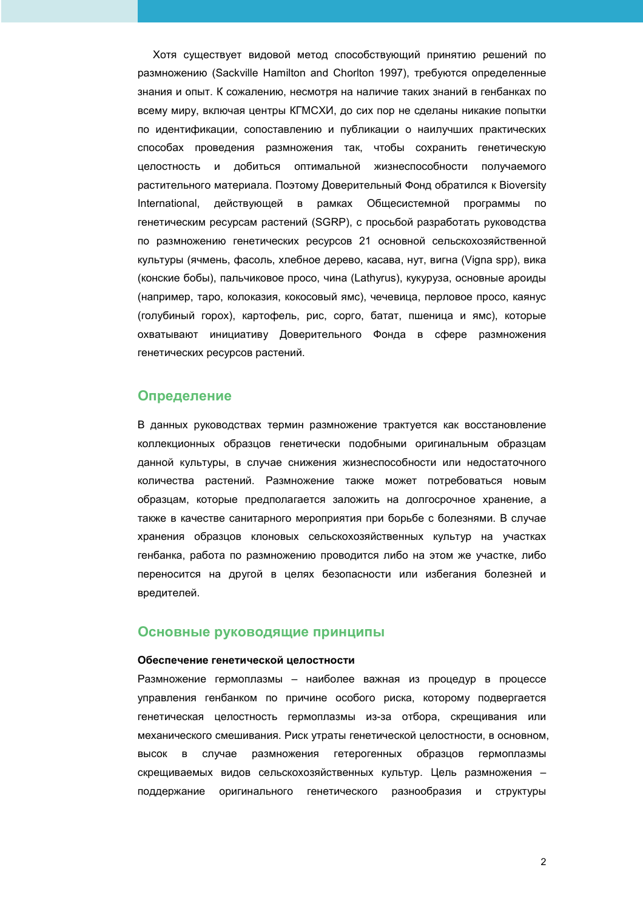Хотя существует видовой метод способствующий принятию решений по размножению (Sackville Hamilton and Chorlton 1997), требуются определенные знания и опыт. К сожалению, несмотря на наличие таких знаний в генбанках по всему миру, включая центры КГМСХИ, до сих пор не сделаны никакие попытки по идентификации, сопоставлению и публикации о наилучших практических способах проведения размножения так, чтобы сохранить генетическую целостность и добиться оптимальной жизнеспособности получаемого растительного материала. Поэтому Доверительный Фонд обратился к Bioversity International, действующей в рамках Общесистемной программы по генетическим ресурсам растений (SGRP), с просьбой разработать руководства по размножению генетических ресурсов 21 основной сельскохозяйственной культуры (ячмень, фасоль, хлебное дерево, касава, нут, вигна (Vigna spp), вика (конские бобы), пальчиковое просо, чина (Lathyrus), кукуруза, основные ароиды (например, таро, колоказия, кокосовый ямс), чечевица, перловое просо, каянус (голубиный горох), картофель, рис, сорго, батат, пшеница и ямс), которые охватывают инициативу Доверительного Фонда в сфере размножения генетических ресурсов растений.

## Определение

В данных руководствах термин размножение трактуется как восстановление коллекционных образцов генетически подобными оригинальным образцам данной культуры, в случае снижения жизнеспособности или недостаточного количества растений. Размножение также может потребоваться новым образцам, которые предполагается заложить на долгосрочное хранение, а также в качестве санитарного мероприятия при борьбе с болезнями. В случае хранения образцов клоновых сельскохозяйственных культур на участках генбанка, работа по размножению проводится либо на этом же участке, либо переносится на другой в целях безопасности или избегания болезней и вредителей.

## Основные руководящие принципы

### Обеспечение генетической целостности

Размножение гермоплазмы – наиболее важная из процедур в процессе управления генбанком по причине особого риска, которому подвергается генетическая целостность гермоплазмы из-за отбора, скрещивания или механического смешивания. Риск утраты генетической целостности, в основном, высок в случае размножения гетерогенных образцов гермоплазмы скрещиваемых видов сельскохозяйственных культур. Цель размножения – поддержание оригинального генетического разнообразия и структуры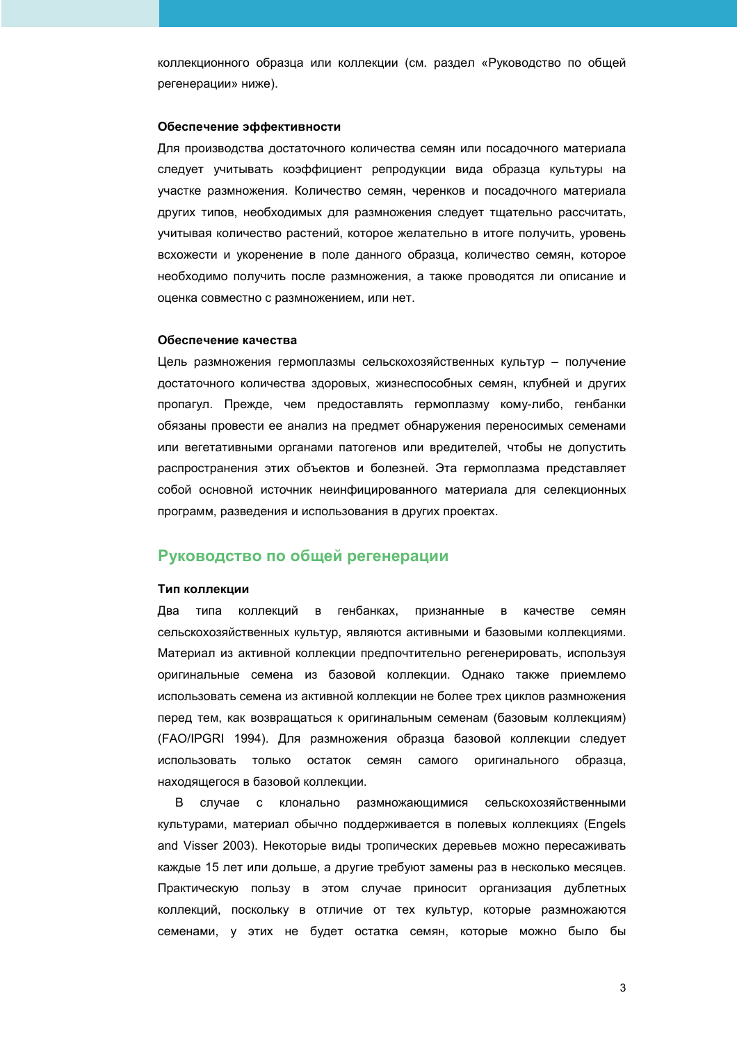коллекционного образца или коллекции (см. раздел «Руководство по общей регенерации» ниже).

**Обеспечение эффективности**

Для производства достаточного количества семян или посадочного материала следует учитывать коэффициент репродукции вида образца культуры на участке размножения. Количество семян, черенков и посадочного материала других типов, необходимых для размножения следует тщательно рассчитать, учитывая количество растений, которое желательно в итоге получить, уровень всхожести и укоренение в поле данного образца, количество семян, которое необходимо получить после размножения, а также проводятся ли описание и оценка совместно с размножением, или нет.

**Обеспечение качества**

Цель размножения гермоплазмы сельскохозяйственных культур – получение достаточного количества здоровых, жизнеспособных семян, клубней и других пропагул. Прежде, чем предоставлять гермоплазму кому-либо, генбанки обязаны провести ее анализ на предмет обнаружения переносимых семенами или вегетативными органами патогенов или вредителей, чтобы не допустить распространения этих объектов и болезней. Эта гермоплазма представляет собой основной источник неинфицированного материала для селекционных программ, разведения и использования в других проектах.

## Руководство по общей регенерации

**Тип коллекции**

Два типа коллекций в генбанках, признанные в качестве семян сельскохозяйственных культур, являются активными и базовыми коллекциями. Материал из активной коллекции предпочтительно регенерировать, используя оригинальные семена из базовой коллекции. Однако также приемлемо использовать семена из активной коллекции не более трех циклов размножения перед тем, как возвращаться к оригинальным семенам (базовым коллекциям) (FAO/IPGRI 1994). Для размножения образца базовой коллекции следует использовать только остаток семян самого оригинального образца, находящегося в базовой коллекции.

В случае с клонально размножающимися сельскохозяйственными культурами, материал обычно поддерживается в полевых коллекциях (Engels and Visser 2003). Некоторые виды тропических деревьев можно пересаживать каждые 15 лет или дольше, а другие требуют замены раз в несколько месяцев. Практическую пользу в этом случае приносит организация дублетных коллекций, поскольку в отличие от тех культур, которые размножаются семенами, у этих не будет остатка семян, которые можно было бы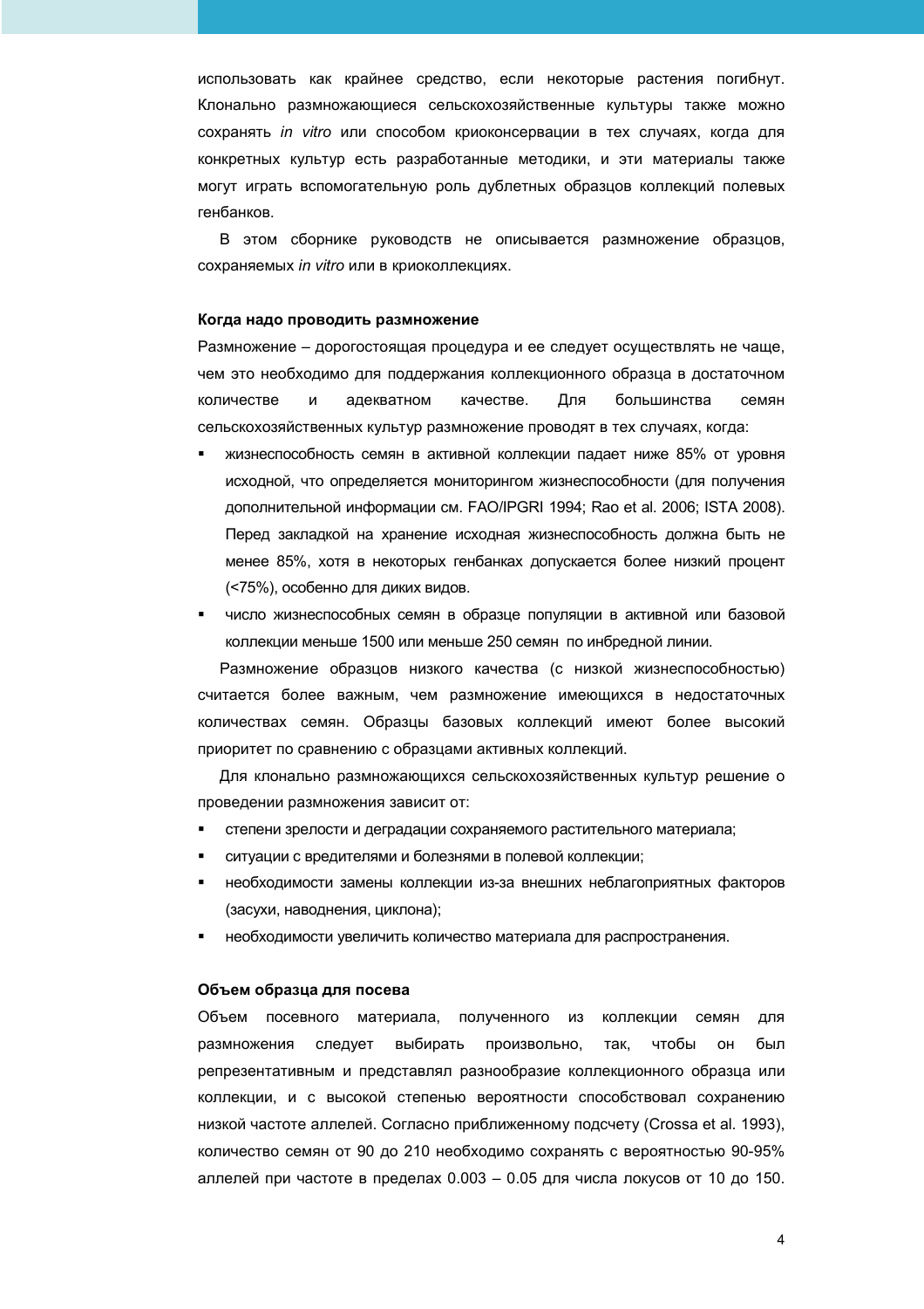использовать как крайнее средство, если некоторые растения погибнут. Клонально размножающиеся сельскохозяйственные культуры также можно сохранять *in vitro* или способом криоконсервации в тех случаях, когда для конкретных культур есть разработанные методики, и эти материалы также могут играть вспомогательную роль дублетных образцов коллекций полевых генбанков.

В этом сборнике руководств не описывается размножение образцов, сохраняемых *in vitro* или в криоколлекциях.

**Когда надо проводить размножение**

Размножение – дорогостоящая процедура и ее следует осуществлять не чаще, чем это необходимо для поддержания коллекционного образца в достаточном количестве и адекватном качестве. Для большинства семян сельскохозяйственных культур размножение проводят в тех случаях, когда:

- жизнеспособность семян в активной коллекции падает ниже 85% от уровня исходной, что определяется мониторингом жизнеспособности (для получения дополнительной информации см. FAO/IPGRI 1994; Rao et al. 2006; ISTA 2008). Перед закладкой на хранение исходная жизнеспособность должна быть не менее 85%, хотя в некоторых генбанках допускается более низкий процент (<75%), особенно для диких видов.
- число жизнеспособных семян в образце популяции в активной или базовой коллекции меньше 1500 или меньше 250 семян по инбредной линии.

Размножение образцов низкого качества (с низкой жизнеспособностью) считается более важным, чем размножение имеющихся в недостаточных количествах семян. Образцы базовых коллекций имеют более высокий приоритет по сравнению с образцами активных коллекций.

Для клонально размножающихся сельскохозяйственных культур решение о проведении размножения зависит от:

- степени зрелости и деградации сохраняемого растительного материала;
- ситуации с вредителями и болезнями в полевой коллекции;
- необходимости замены коллекции из-за внешних неблагоприятных факторов (засухи, наводнения, циклона);
- необходимости увеличить количество материала для распространения.

**Объем образца для посева**

Объем посевного материала, полученного из коллекции семян для размножения следует выбирать произвольно, так, чтобы он был репрезентативным и представлял разнообразие коллекционного образца или коллекции, и с высокой степенью вероятности способствовал сохранению низкой частоте аллелей. Согласно приближенному подсчету (Crossa et al. 1993), количество семян от 90 до 210 необходимо сохранять с вероятностью 90-95% аллелей при частоте в пределах 0.003 – 0.05 для числа локусов от 10 до 150.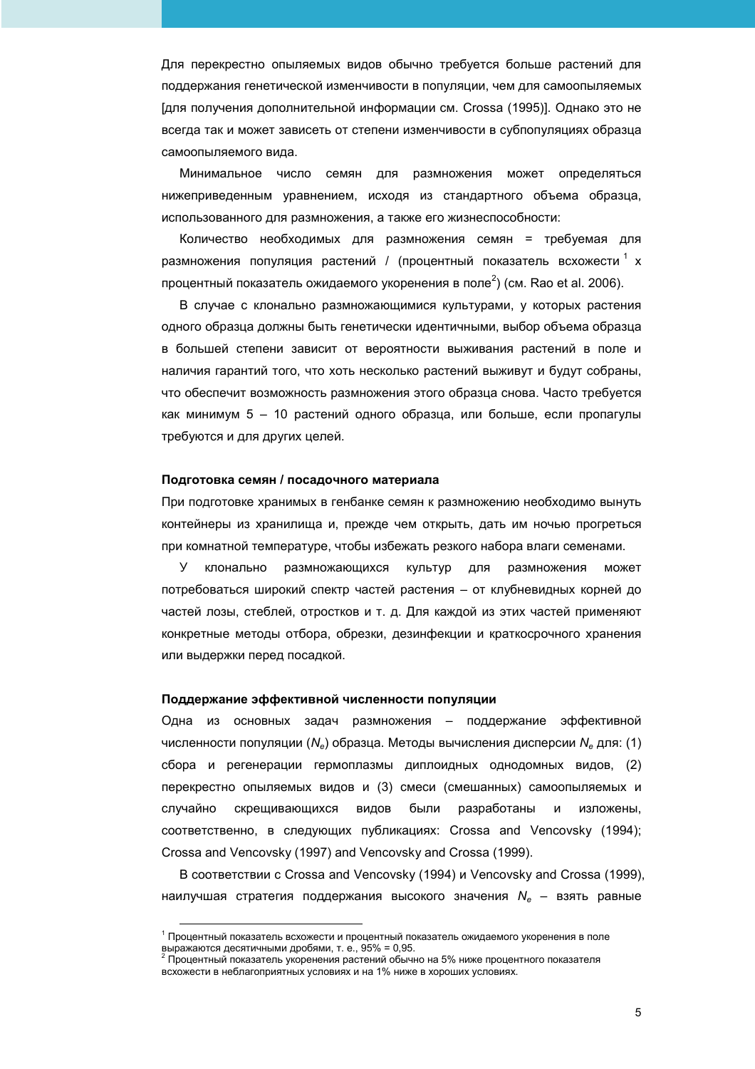Для перекрестно опыляемых видов обычно требуется больше растений для поддержания генетической изменчивости в популяции, чем для самоопыляемых [для получения дополнительной информации см. Crossa (1995)]. Однако это не всегда так и может зависеть от степени изменчивости в субпопуляциях образца самоопыляемого вида.

Минимальное число семян для размножения может определяться нижеприведенным уравнением, исходя из стандартного объема образца, использованного для размножения, а также его жизнеспособности:

Количество необходимых для размножения семян = требуемая для размножения популяция растений / (процентный показатель всхожести [1] x процентный показатель ожидаемого укоренения в поле[2]) (см. Rao et al. 2006).

В случае с клонально размножающимися культурами, у которых растения одного образца должны быть генетически идентичными, выбор объема образца в большей степени зависит от вероятности выживания растений в поле и наличия гарантий того, что хоть несколько растений выживут и будут собраны, что обеспечит возможность размножения этого образца снова. Часто требуется как минимум 5 – 10 растений одного образца, или больше, если пропагулы требуются и для других целей.

### Подготовка семян / посадочного материала

При подготовке хранимых в генбанке семян к размножению необходимо вынуть контейнеры из хранилища и, прежде чем открыть, дать им ночью прогреться при комнатной температуре, чтобы избежать резкого набора влаги семенами.

У клонально размножающихся культур для размножения может потребоваться широкий спектр частей растения – от клубневидных корней до частей лозы, стеблей, отростков и т. д. Для каждой из этих частей применяют конкретные методы отбора, обрезки, дезинфекции и краткосрочного хранения или выдержки перед посадкой.

### Поддержание эффективной численности популяции

Одна из основных задач размножения – поддержание эффективной численности популяции ($N_e$) образца. Методы вычисления дисперсии $N_e$ для: (1) сбора и регенерации гермоплазмы диплоидных однодомных видов, (2) перекрестно опыляемых видов и (3) смеси (смешанных) самоопыляемых и случайно скрещивающихся видов были разработаны и изложены, соответственно, в следующих публикациях: Crossa and Vencovsky (1994); Crossa and Vencovsky (1997) and Vencovsky and Crossa (1999).

В соответствии с Crossa and Vencovsky (1994) и Vencovsky and Crossa (1999), наилучшая стратегия поддержания высокого значения $N_e$ – взять равные

---

[1] Процентный показатель всхожести и процентный показатель ожидаемого укоренения в поле выражаются десятичными дробями, т. е., 95% = 0,95.

[2] Процентный показатель укоренения растений обычно на 5% ниже процентного показателя всхожести в неблагоприятных условиях и на 1% ниже в хороших условиях.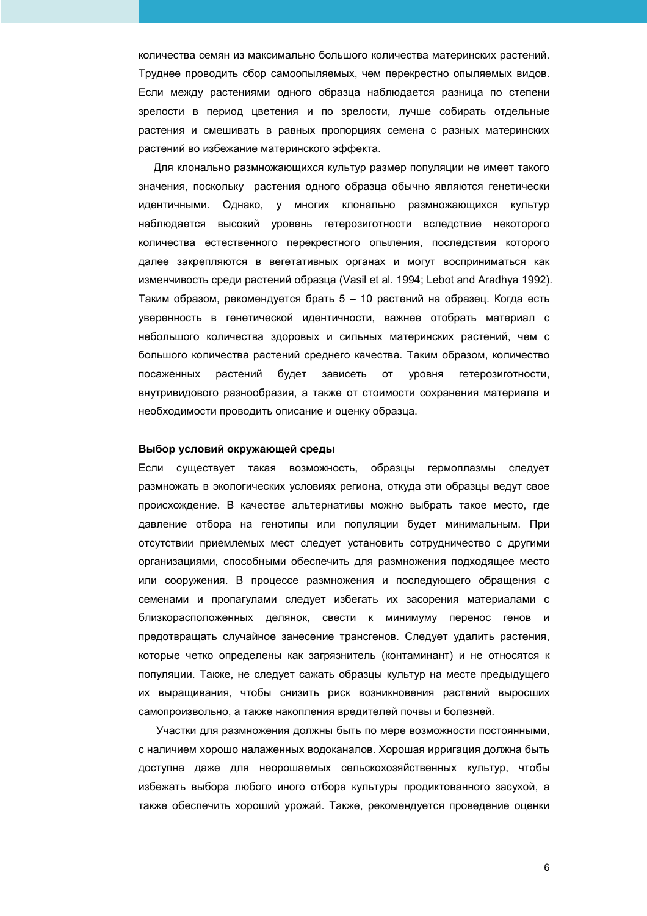количества семян из максимально большого количества материнских растений. Труднее проводить сбор самоопыляемых, чем перекрестно опыляемых видов. Если между растениями одного образца наблюдается разница по степени зрелости в период цветения и по зрелости, лучше собирать отдельные растения и смешивать в равных пропорциях семена с разных материнских растений во избежание материнского эффекта.

Для клонально размножающихся культур размер популяции не имеет такого значения, поскольку растения одного образца обычно являются генетически идентичными. Однако, у многих клонально размножающихся культур наблюдается высокий уровень гетерозиготности вследствие некоторого количества естественного перекрестного опыления, последствия которого далее закрепляются в вегетативных органах и могут восприниматься как изменчивость среди растений образца (Vasil et al. 1994; Lebot and Aradhya 1992). Таким образом, рекомендуется брать 5 – 10 растений на образец. Когда есть уверенность в генетической идентичности, важнее отобрать материал с небольшого количества здоровых и сильных материнских растений, чем с большого количества растений среднего качества. Таким образом, количество посаженных растений будет зависеть от уровня гетерозиготности, внутривидового разнообразия, а также от стоимости сохранения материала и необходимости проводить описание и оценку образца.

**Выбор условий окружающей среды**

Если существует такая возможность, образцы гермоплазмы следует размножать в экологических условиях региона, откуда эти образцы ведут свое происхождение. В качестве альтернативы можно выбрать такое место, где давление отбора на генотипы или популяции будет минимальным. При отсутствии приемлемых мест следует установить сотрудничество с другими организациями, способными обеспечить для размножения подходящее место или сооружения. В процессе размножения и последующего обращения с семенами и пропагулами следует избегать их засорения материалами с близкорасположенных делянок, свести к минимуму перенос генов и предотвращать случайное занесение трансгенов. Следует удалить растения, которые четко определены как загрязнитель (контаминант) и не относятся к популяции. Также, не следует сажать образцы культур на месте предыдущего их выращивания, чтобы снизить риск возникновения растений выросших самопроизвольно, а также накопления вредителей почвы и болезней.

Участки для размножения должны быть по мере возможности постоянными, с наличием хорошо налаженных водоканалов. Хорошая ирригация должна быть доступна даже для неорошаемых сельскохозяйственных культур, чтобы избежать выбора любого иного отбора культуры продиктованного засухой, а также обеспечить хороший урожай. Также, рекомендуется проведение оценки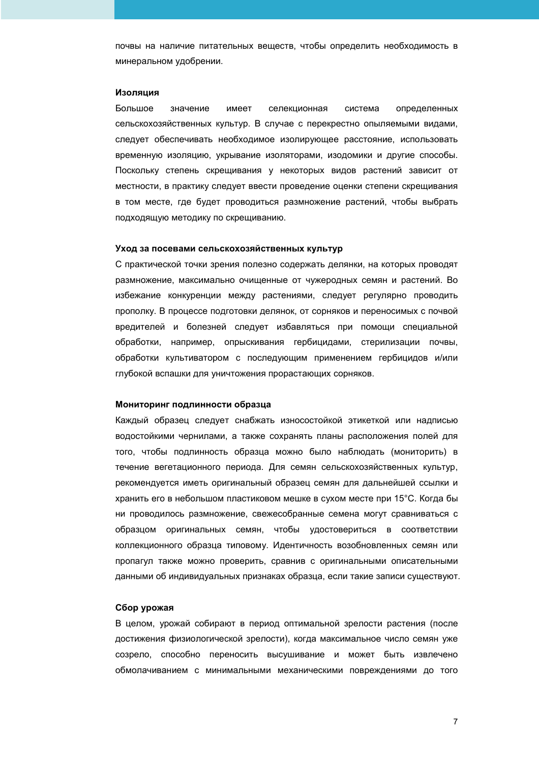почвы на наличие питательных веществ, чтобы определить необходимость в минеральном удобрении.

**Изоляция**

Большое значение имеет селекционная система определенных сельскохозяйственных культур. В случае с перекрестно опыляемыми видами, следует обеспечивать необходимое изолирующее расстояние, использовать временную изоляцию, укрывание изоляторами, изодомики и другие способы. Поскольку степень скрещивания у некоторых видов растений зависит от местности, в практику следует ввести проведение оценки степени скрещивания в том месте, где будет проводиться размножение растений, чтобы выбрать подходящую методику по скрещиванию.

**Уход за посевами сельскохозяйственных культур**

С практической точки зрения полезно содержать делянки, на которых проводят размножение, максимально очищенные от чужеродных семян и растений. Во избежание конкуренции между растениями, следует регулярно проводить прополку. В процессе подготовки делянок, от сорняков и переносимых с почвой вредителей и болезней следует избавляться при помощи специальной обработки, например, опрыскивания гербицидами, стерилизации почвы, обработки культиватором с последующим применением гербицидов и/или глубокой вспашки для уничтожения прорастающих сорняков.

**Мониторинг подлинности образца**

Каждый образец следует снабжать износостойкой этикеткой или надписью водостойкими чернилами, а также сохранять планы расположения полей для того, чтобы подлинность образца можно было наблюдать (мониторить) в течение вегетационного периода. Для семян сельскохозяйственных культур, рекомендуется иметь оригинальный образец семян для дальнейшей ссылки и хранить его в небольшом пластиковом мешке в сухом месте при 15°C. Когда бы ни проводилось размножение, свежесобранные семена могут сравниваться с образцом оригинальных семян, чтобы удостовериться в соответствии коллекционного образца типовому. Идентичность возобновленных семян или пропагул также можно проверить, сравнив с оригинальными описательными данными об индивидуальных признаках образца, если такие записи существуют.

**Сбор урожая**

В целом, урожай собирают в период оптимальной зрелости растения (после достижения физиологической зрелости), когда максимальное число семян уже созрело, способно переносить высушивание и может быть извлечено обмолачиванием с минимальными механическими повреждениями до того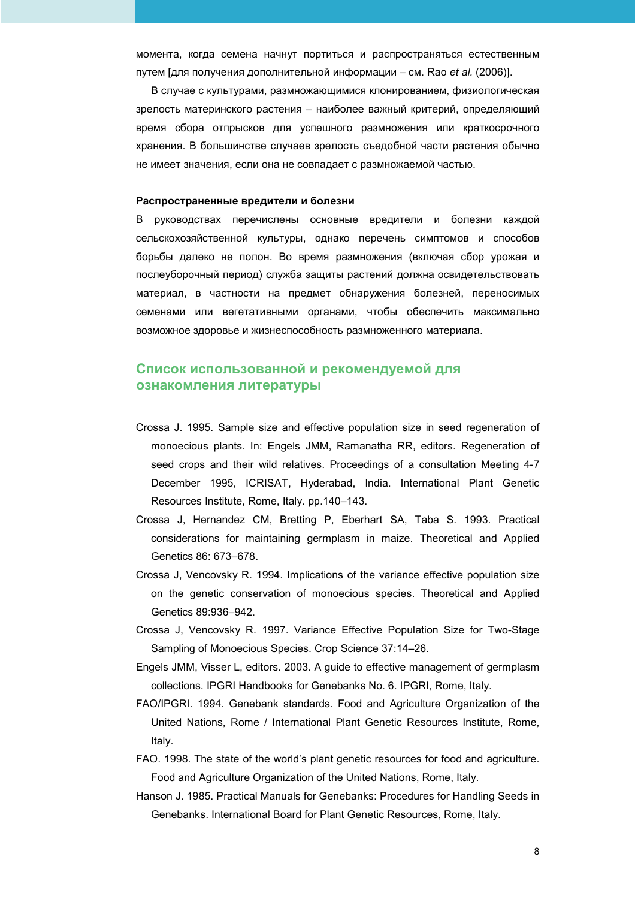момента, когда семена начнут портиться и распространяться естественным путем [для получения дополнительной информации – см. Rao *et al.* (2006)].

В случае с культурами, размножающимися клонированием, физиологическая зрелость материнского растения – наиболее важный критерий, определяющий время сбора отпрысков для успешного размножения или краткосрочного хранения. В большинстве случаев зрелость съедобной части растения обычно не имеет значения, если она не совпадает с размножаемой частью.

**Распространенные вредители и болезни**

В руководствах перечислены основные вредители и болезни каждой сельскохозяйственной культуры, однако перечень симптомов и способов борьбы далеко не полон. Во время размножения (включая сбор урожая и послеуборочный период) служба защиты растений должна освидетельствовать материал, в частности на предмет обнаружения болезней, переносимых семенами или вегетативными органами, чтобы обеспечить максимально возможное здоровье и жизнеспособность размноженного материала.

## Список использованной и рекомендуемой для ознакомления литературы

Crossa J. 1995. Sample size and effective population size in seed regeneration of monoecious plants. In: Engels JMM, Ramanatha RR, editors. Regeneration of seed crops and their wild relatives. Proceedings of a consultation Meeting 4-7 December 1995, ICRISAT, Hyderabad, India. International Plant Genetic Resources Institute, Rome, Italy. pp.140–143.

Crossa J, Hernandez CM, Bretting P, Eberhart SA, Taba S. 1993. Practical considerations for maintaining germplasm in maize. Theoretical and Applied Genetics 86: 673–678.

Crossa J, Vencovsky R. 1994. Implications of the variance effective population size on the genetic conservation of monoecious species. Theoretical and Applied Genetics 89:936–942.

Crossa J, Vencovsky R. 1997. Variance Effective Population Size for Two-Stage Sampling of Monoecious Species. Crop Science 37:14–26.

Engels JMM, Visser L, editors. 2003. A guide to effective management of germplasm collections. IPGRI Handbooks for Genebanks No. 6. IPGRI, Rome, Italy.

FAO/IPGRI. 1994. Genebank standards. Food and Agriculture Organization of the United Nations, Rome / International Plant Genetic Resources Institute, Rome, Italy.

FAO. 1998. The state of the world’s plant genetic resources for food and agriculture. Food and Agriculture Organization of the United Nations, Rome, Italy.

Hanson J. 1985. Practical Manuals for Genebanks: Procedures for Handling Seeds in Genebanks. International Board for Plant Genetic Resources, Rome, Italy.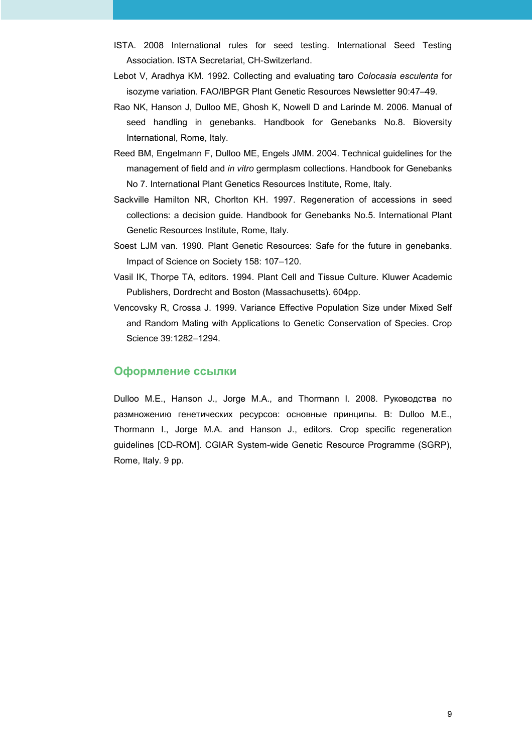ISTA. 2008 International rules for seed testing. International Seed Testing Association. ISTA Secretariat, CH-Switzerland.

Lebot V, Aradhya KM. 1992. Collecting and evaluating taro *Colocasia esculenta* for isozyme variation. FAO/IBPGR Plant Genetic Resources Newsletter 90:47–49.

Rao NK, Hanson J, Dulloo ME, Ghosh K, Nowell D and Larinde M. 2006. Manual of seed handling in genebanks. Handbook for Genebanks No.8. Bioversity International, Rome, Italy.

Reed BM, Engelmann F, Dulloo ME, Engels JMM. 2004. Technical guidelines for the management of field and *in vitro* germplasm collections. Handbook for Genebanks No 7. International Plant Genetics Resources Institute, Rome, Italy.

Sackville Hamilton NR, Chorlton KH. 1997. Regeneration of accessions in seed collections: a decision guide. Handbook for Genebanks No.5. International Plant Genetic Resources Institute, Rome, Italy.

Soest LJM van. 1990. Plant Genetic Resources: Safe for the future in genebanks. Impact of Science on Society 158: 107–120.

Vasil IK, Thorpe TA, editors. 1994. Plant Cell and Tissue Culture. Kluwer Academic Publishers, Dordrecht and Boston (Massachusetts). 604pp.

Vencovsky R, Crossa J. 1999. Variance Effective Population Size under Mixed Self and Random Mating with Applications to Genetic Conservation of Species. Crop Science 39:1282–1294.

## Оформление ссылки

Dulloo M.E., Hanson J., Jorge M.A., and Thormann I. 2008. Руководства по размножению генетических ресурсов: основные принципы. В: Dulloo M.E., Thormann I., Jorge M.A. and Hanson J., editors. Crop specific regeneration guidelines [CD-ROM]. CGIAR System-wide Genetic Resource Programme (SGRP), Rome, Italy. 9 pp.